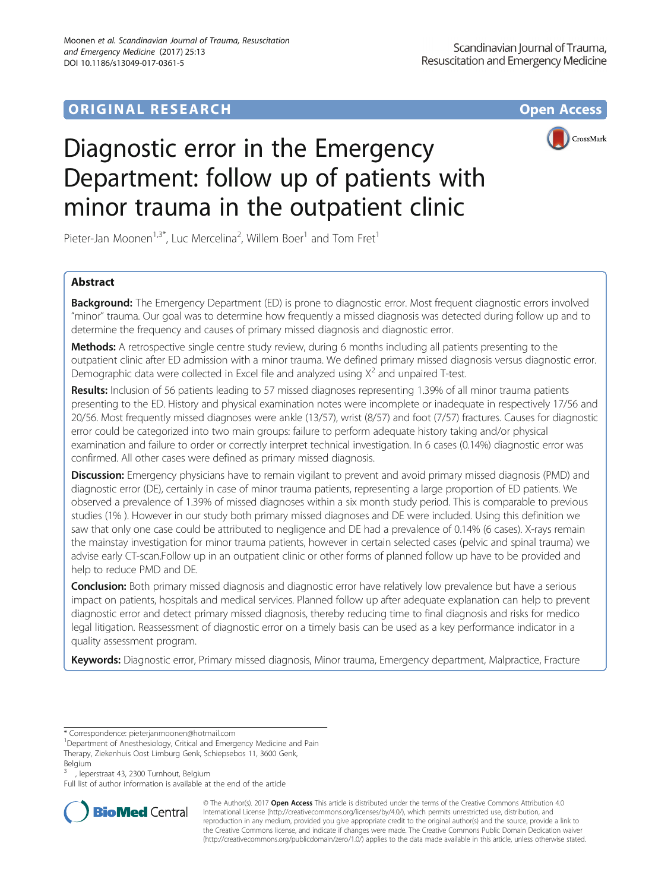ORIGINAL RESEARCH

Open Access

# Diagnostic error in the Emergency Department: follow up of patients with minor trauma in the outpatient clinic

Pieter-Jan Moonen[1,3*], Luc Mercelina[2], Willem Boer[1] and Tom Fret[1]

## Abstract

**Background:** The Emergency Department (ED) is prone to diagnostic error. Most frequent diagnostic errors involved "minor" trauma. Our goal was to determine how frequently a missed diagnosis was detected during follow up and to determine the frequency and causes of primary missed diagnosis and diagnostic error.

**Methods:** A retrospective single centre study review, during 6 months including all patients presenting to the outpatient clinic after ED admission with a minor trauma. We defined primary missed diagnosis versus diagnostic error. Demographic data were collected in Excel file and analyzed using $X^2$ and unpaired T-test.

**Results:** Inclusion of 56 patients leading to 57 missed diagnoses representing 1.39% of all minor trauma patients presenting to the ED. History and physical examination notes were incomplete or inadequate in respectively 17/56 and 20/56. Most frequently missed diagnoses were ankle (13/57), wrist (8/57) and foot (7/57) fractures. Causes for diagnostic error could be categorized into two main groups: failure to perform adequate history taking and/or physical examination and failure to order or correctly interpret technical investigation. In 6 cases (0.14%) diagnostic error was confirmed. All other cases were defined as primary missed diagnosis.

**Discussion:** Emergency physicians have to remain vigilant to prevent and avoid primary missed diagnosis (PMD) and diagnostic error (DE), certainly in case of minor trauma patients, representing a large proportion of ED patients. We observed a prevalence of 1.39% of missed diagnoses within a six month study period. This is comparable to previous studies (1% ). However in our study both primary missed diagnoses and DE were included. Using this definition we saw that only one case could be attributed to negligence and DE had a prevalence of 0.14% (6 cases). X-rays remain the mainstay investigation for minor trauma patients, however in certain selected cases (pelvic and spinal trauma) we advise early CT-scan.Follow up in an outpatient clinic or other forms of planned follow up have to be provided and help to reduce PMD and DE.

**Conclusion:** Both primary missed diagnosis and diagnostic error have relatively low prevalence but have a serious impact on patients, hospitals and medical services. Planned follow up after adequate explanation can help to prevent diagnostic error and detect primary missed diagnosis, thereby reducing time to final diagnosis and risks for medico legal litigation. Reassessment of diagnostic error on a timely basis can be used as a key performance indicator in a quality assessment program.

**Keywords:** Diagnostic error, Primary missed diagnosis, Minor trauma, Emergency department, Malpractice, Fracture

---

\* Correspondence: pieterjanmoonen@hotmail.com
[1]Department of Anesthesiology, Critical and Emergency Medicine and Pain Therapy, Ziekenhuis Oost Limburg Genk, Schiepsebos 11, 3600 Genk, Belgium
[3], Ieperstraat 43, 2300 Turnhout, Belgium
Full list of author information is available at the end of the article

© The Author(s). 2017 **Open Access** This article is distributed under the terms of the Creative Commons Attribution 4.0 International License (http://creativecommons.org/licenses/by/4.0/), which permits unrestricted use, distribution, and reproduction in any medium, provided you give appropriate credit to the original author(s) and the source, provide a link to the Creative Commons license, and indicate if changes were made. The Creative Commons Public Domain Dedication waiver (http://creativecommons.org/publicdomain/zero/1.0/) applies to the data made available in this article, unless otherwise stated.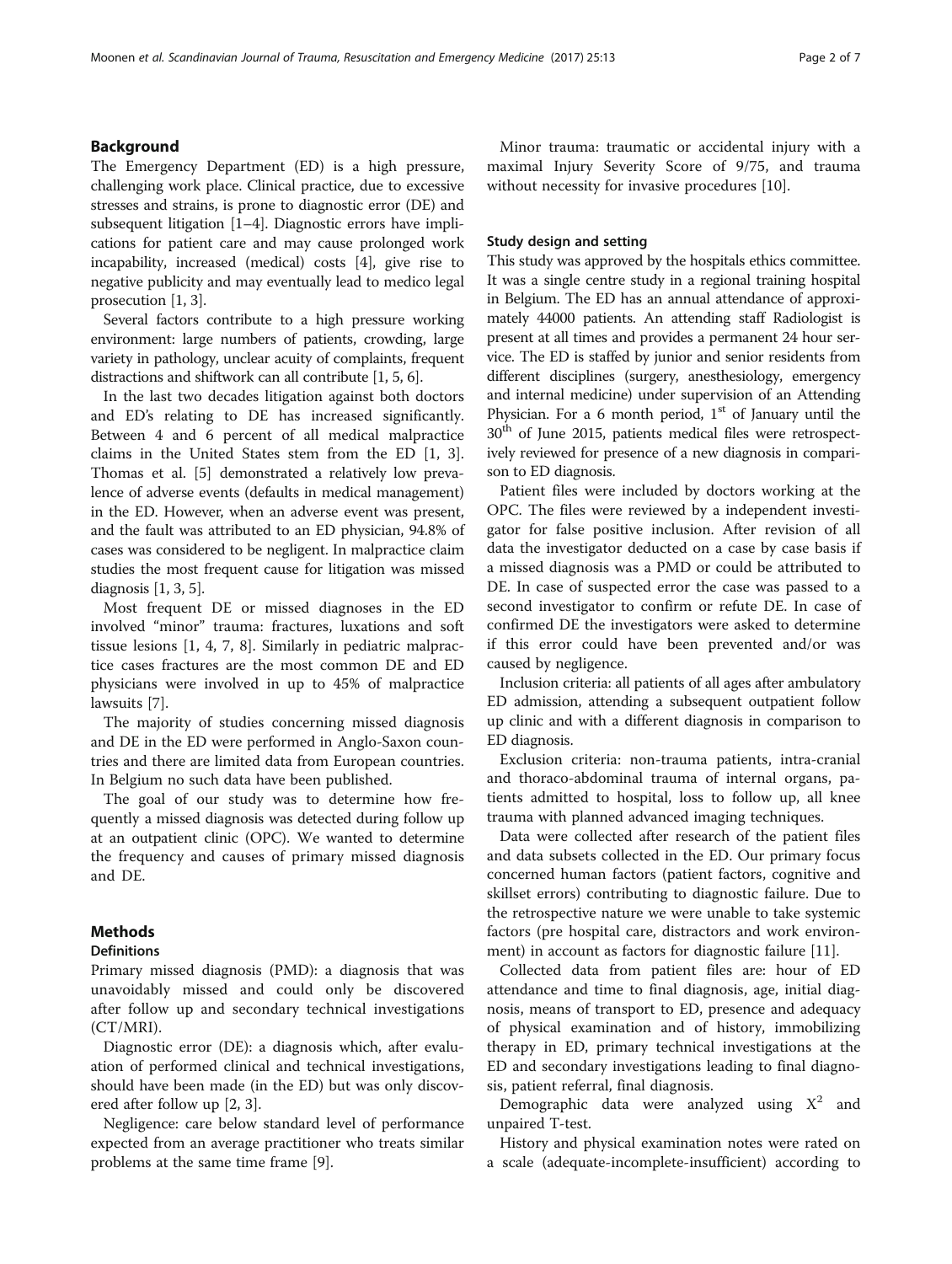## Background

The Emergency Department (ED) is a high pressure, challenging work place. Clinical practice, due to excessive stresses and strains, is prone to diagnostic error (DE) and subsequent litigation [1–4]. Diagnostic errors have implications for patient care and may cause prolonged work incapability, increased (medical) costs [4], give rise to negative publicity and may eventually lead to medico legal prosecution [1, 3].

Several factors contribute to a high pressure working environment: large numbers of patients, crowding, large variety in pathology, unclear acuity of complaints, frequent distractions and shiftwork can all contribute [1, 5, 6].

In the last two decades litigation against both doctors and ED's relating to DE has increased significantly. Between 4 and 6 percent of all medical malpractice claims in the United States stem from the ED [1, 3]. Thomas et al. [5] demonstrated a relatively low prevalence of adverse events (defaults in medical management) in the ED. However, when an adverse event was present, and the fault was attributed to an ED physician, 94.8% of cases was considered to be negligent. In malpractice claim studies the most frequent cause for litigation was missed diagnosis [1, 3, 5].

Most frequent DE or missed diagnoses in the ED involved "minor" trauma: fractures, luxations and soft tissue lesions [1, 4, 7, 8]. Similarly in pediatric malpractice cases fractures are the most common DE and ED physicians were involved in up to 45% of malpractice lawsuits [7].

The majority of studies concerning missed diagnosis and DE in the ED were performed in Anglo-Saxon countries and there are limited data from European countries. In Belgium no such data have been published.

The goal of our study was to determine how frequently a missed diagnosis was detected during follow up at an outpatient clinic (OPC). We wanted to determine the frequency and causes of primary missed diagnosis and DE.

## Methods

### Definitions

Primary missed diagnosis (PMD): a diagnosis that was unavoidably missed and could only be discovered after follow up and secondary technical investigations (CT/MRI).

Diagnostic error (DE): a diagnosis which, after evaluation of performed clinical and technical investigations, should have been made (in the ED) but was only discovered after follow up [2, 3].

Negligence: care below standard level of performance expected from an average practitioner who treats similar problems at the same time frame [9].

Minor trauma: traumatic or accidental injury with a maximal Injury Severity Score of 9/75, and trauma without necessity for invasive procedures [10].

### Study design and setting

This study was approved by the hospitals ethics committee. It was a single centre study in a regional training hospital in Belgium. The ED has an annual attendance of approximately 44000 patients. An attending staff Radiologist is present at all times and provides a permanent 24 hour service. The ED is staffed by junior and senior residents from different disciplines (surgery, anesthesiology, emergency and internal medicine) under supervision of an Attending Physician. For a 6 month period, 1st of January until the 30th of June 2015, patients medical files were retrospectively reviewed for presence of a new diagnosis in comparison to ED diagnosis.

Patient files were included by doctors working at the OPC. The files were reviewed by a independent investigator for false positive inclusion. After revision of all data the investigator deducted on a case by case basis if a missed diagnosis was a PMD or could be attributed to DE. In case of suspected error the case was passed to a second investigator to confirm or refute DE. In case of confirmed DE the investigators were asked to determine if this error could have been prevented and/or was caused by negligence.

Inclusion criteria: all patients of all ages after ambulatory ED admission, attending a subsequent outpatient follow up clinic and with a different diagnosis in comparison to ED diagnosis.

Exclusion criteria: non-trauma patients, intra-cranial and thoraco-abdominal trauma of internal organs, patients admitted to hospital, loss to follow up, all knee trauma with planned advanced imaging techniques.

Data were collected after research of the patient files and data subsets collected in the ED. Our primary focus concerned human factors (patient factors, cognitive and skillset errors) contributing to diagnostic failure. Due to the retrospective nature we were unable to take systemic factors (pre hospital care, distractors and work environment) in account as factors for diagnostic failure [11].

Collected data from patient files are: hour of ED attendance and time to final diagnosis, age, initial diagnosis, means of transport to ED, presence and adequacy of physical examination and of history, immobilizing therapy in ED, primary technical investigations at the ED and secondary investigations leading to final diagnosis, patient referral, final diagnosis.

Demographic data were analyzed using $X^2$ and unpaired T-test.

History and physical examination notes were rated on a scale (adequate-incomplete-insufficient) according to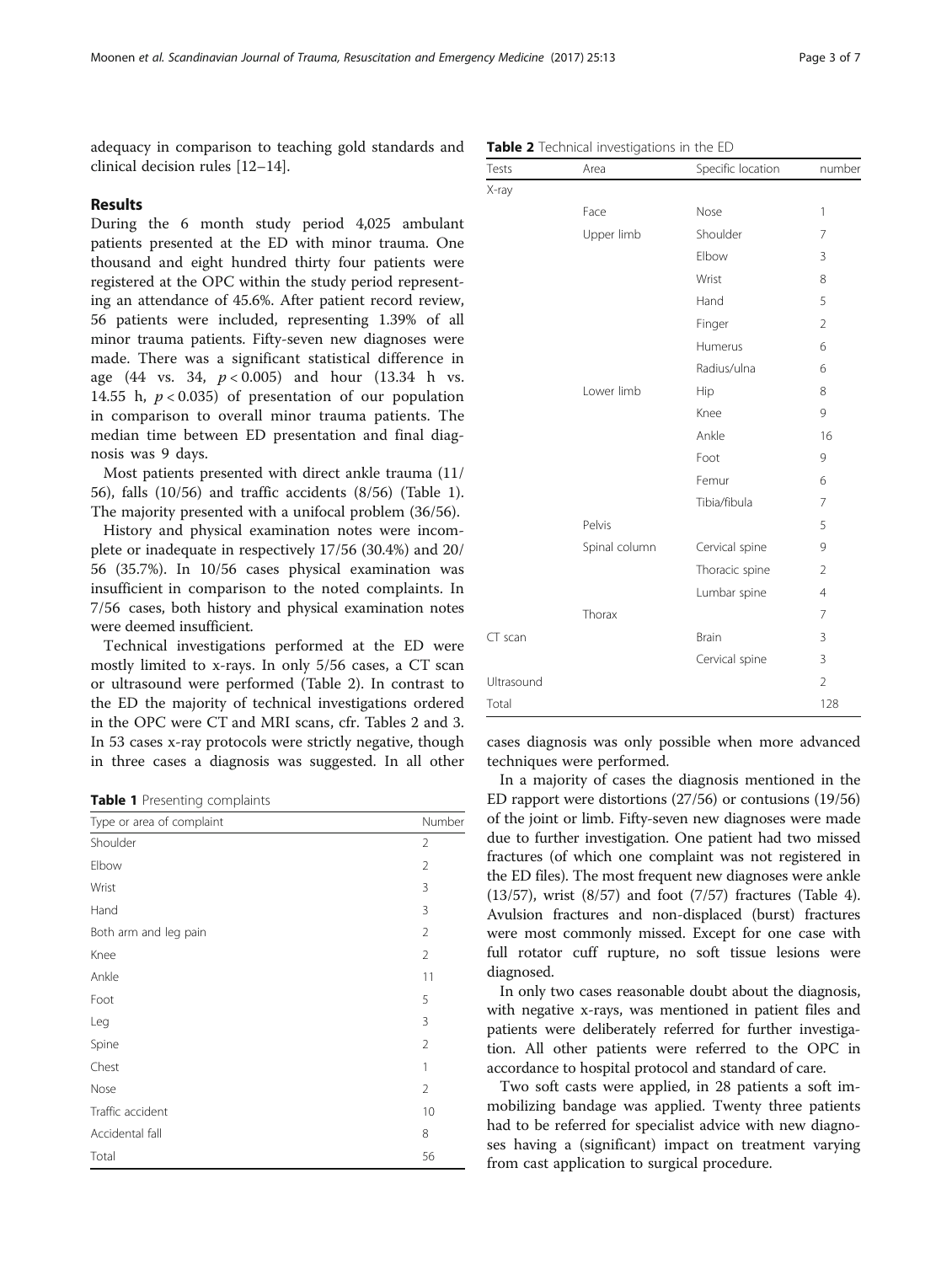adequacy in comparison to teaching gold standards and clinical decision rules [12–14].

## Results

During the 6 month study period 4,025 ambulant patients presented at the ED with minor trauma. One thousand and eight hundred thirty four patients were registered at the OPC within the study period representing an attendance of 45.6%. After patient record review, 56 patients were included, representing 1.39% of all minor trauma patients. Fifty-seven new diagnoses were made. There was a significant statistical difference in age (44 vs. 34, $p < 0.005$) and hour (13.34 h vs. 14.55 h, $p < 0.035$) of presentation of our population in comparison to overall minor trauma patients. The median time between ED presentation and final diagnosis was 9 days.

Most patients presented with direct ankle trauma (11/56), falls (10/56) and traffic accidents (8/56) (Table 1). The majority presented with a unifocal problem (36/56).

History and physical examination notes were incomplete or inadequate in respectively 17/56 (30.4%) and 20/56 (35.7%). In 10/56 cases physical examination was insufficient in comparison to the noted complaints. In 7/56 cases, both history and physical examination notes were deemed insufficient.

Technical investigations performed at the ED were mostly limited to x-rays. In only 5/56 cases, a CT scan or ultrasound were performed (Table 2). In contrast to the ED the majority of technical investigations ordered in the OPC were CT and MRI scans, cfr. Tables 2 and 3. In 53 cases x-ray protocols were strictly negative, though in three cases a diagnosis was suggested. In all other cases diagnosis was only possible when more advanced techniques were performed.

**Table 1** Presenting complaints

| Type or area of complaint | Number |
|---|---|
| Shoulder | 2 |
| Elbow | 2 |
| Wrist | 3 |
| Hand | 3 |
| Both arm and leg pain | 2 |
| Knee | 2 |
| Ankle | 11 |
| Foot | 5 |
| Leg | 3 |
| Spine | 2 |
| Chest | 1 |
| Nose | 2 |
| Traffic accident | 10 |
| Accidental fall | 8 |
| Total | 56 |

**Table 2** Technical investigations in the ED

| Tests | Area | Specific location | number |
|---|---|---|---|
| X-ray | | | |
| | Face | Nose | 1 |
| | Upper limb | Shoulder | 7 |
| | | Elbow | 3 |
| | | Wrist | 8 |
| | | Hand | 5 |
| | | Finger | 2 |
| | | Humerus | 6 |
| | | Radius/ulna | 6 |
| | Lower limb | Hip | 8 |
| | | Knee | 9 |
| | | Ankle | 16 |
| | | Foot | 9 |
| | | Femur | 6 |
| | | Tibia/fibula | 7 |
| | Pelvis | | 5 |
| | Spinal column | Cervical spine | 9 |
| | | Thoracic spine | 2 |
| | | Lumbar spine | 4 |
| | Thorax | | 7 |
| CT scan | | Brain | 3 |
| | | Cervical spine | 3 |
| Ultrasound | | | 2 |
| Total | | | 128 |

In a majority of cases the diagnosis mentioned in the ED rapport were distortions (27/56) or contusions (19/56) of the joint or limb. Fifty-seven new diagnoses were made due to further investigation. One patient had two missed fractures (of which one complaint was not registered in the ED files). The most frequent new diagnoses were ankle (13/57), wrist (8/57) and foot (7/57) fractures (Table 4). Avulsion fractures and non-displaced (burst) fractures were most commonly missed. Except for one case with full rotator cuff rupture, no soft tissue lesions were diagnosed.

In only two cases reasonable doubt about the diagnosis, with negative x-rays, was mentioned in patient files and patients were deliberately referred for further investigation. All other patients were referred to the OPC in accordance to hospital protocol and standard of care.

Two soft casts were applied, in 28 patients a soft immobilizing bandage was applied. Twenty three patients had to be referred for specialist advice with new diagnoses having a (significant) impact on treatment varying from cast application to surgical procedure.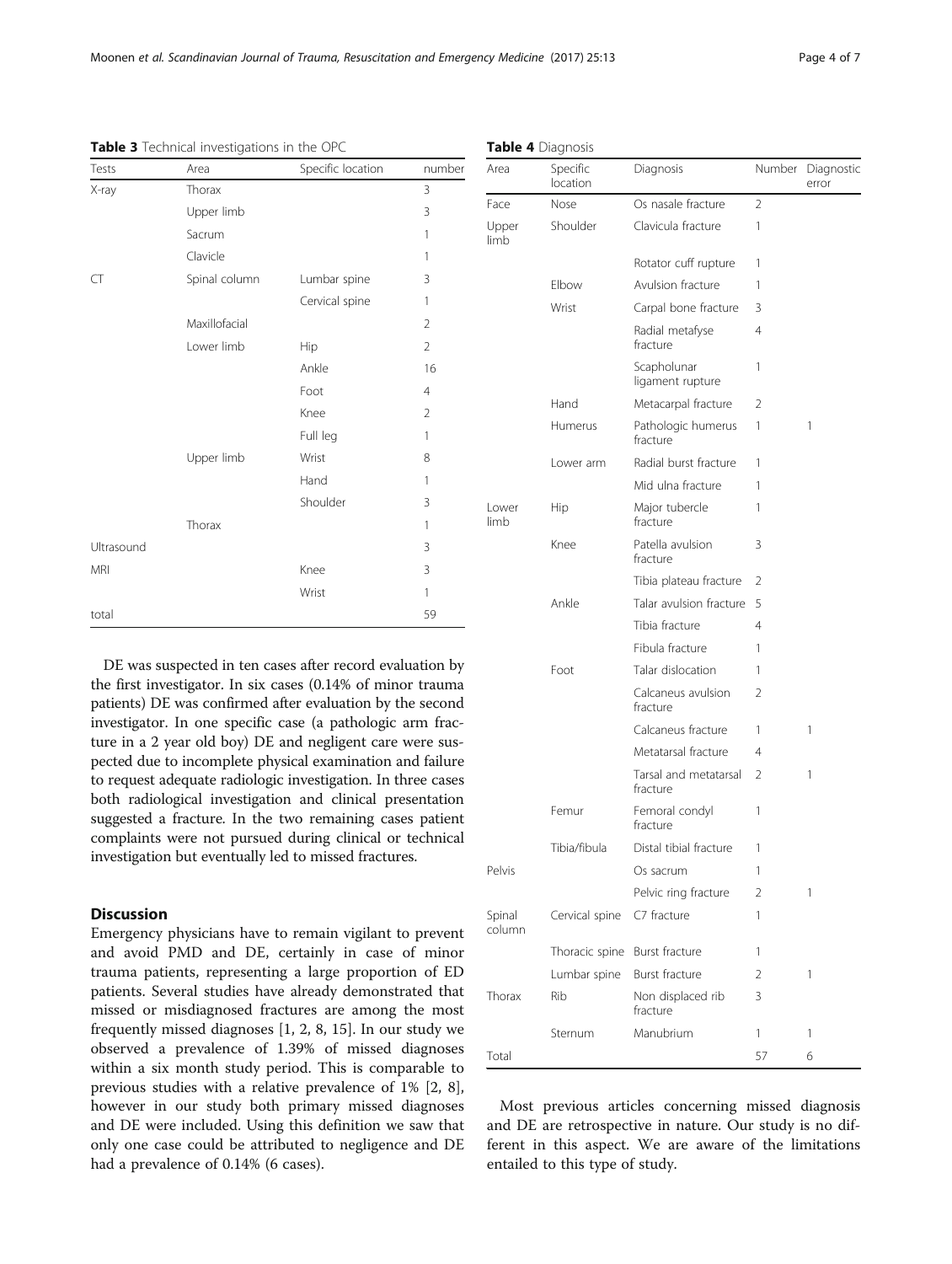**Table 3** Technical investigations in the OPC

| Tests | Area | Specific location | number |
|---|---|---|---|
| X-ray | Thorax | | 3 |
| | Upper limb | | 3 |
| | Sacrum | | 1 |
| | Clavicle | | 1 |
| CT | Spinal column | Lumbar spine | 3 |
| | | Cervical spine | 1 |
| | Maxillofacial | | 2 |
| | Lower limb | Hip | 2 |
| | | Ankle | 16 |
| | | Foot | 4 |
| | | Knee | 2 |
| | | Full leg | 1 |
| | Upper limb | Wrist | 8 |
| | | Hand | 1 |
| | | Shoulder | 3 |
| | Thorax | | 1 |
| Ultrasound | | | 3 |
| MRI | | Knee | 3 |
| | | Wrist | 1 |
| total | | | 59 |

**Table 4** Diagnosis

| Area | Specific location | Diagnosis | Number | Diagnostic error |
|---|---|---|---|---|
| Face | Nose | Os nasale fracture | 2 | |
| Upper limb | Shoulder | Clavicula fracture | 1 | |
| | | Rotator cuff rupture | 1 | |
| | Elbow | Avulsion fracture | 1 | |
| | Wrist | Carpal bone fracture | 3 | |
| | | Radial metafyse fracture | 4 | |
| | | Scapholunar ligament rupture | 1 | |
| | Hand | Metacarpal fracture | 2 | |
| | Humerus | Pathologic humerus fracture | 1 | 1 |
| | Lower arm | Radial burst fracture | 1 | |
| | | Mid ulna fracture | 1 | |
| Lower limb | Hip | Major tubercle fracture | 1 | |
| | Knee | Patella avulsion fracture | 3 | |
| | | Tibia plateau fracture | 2 | |
| | Ankle | Talar avulsion fracture | 5 | |
| | | Tibia fracture | 4 | |
| | | Fibula fracture | 1 | |
| | Foot | Talar dislocation | 1 | |
| | | Calcaneus avulsion fracture | 2 | |
| | | Calcaneus fracture | 1 | 1 |
| | | Metatarsal fracture | 4 | |
| | | Tarsal and metatarsal fracture | 2 | 1 |
| | Femur | Femoral condyl fracture | 1 | |
| | Tibia/fibula | Distal tibial fracture | 1 | |
| Pelvis | | Os sacrum | 1 | |
| | | Pelvic ring fracture | 2 | 1 |
| Spinal column | Cervical spine | C7 fracture | 1 | |
| | Thoracic spine | Burst fracture | 1 | |
| | Lumbar spine | Burst fracture | 2 | 1 |
| Thorax | Rib | Non displaced rib fracture | 3 | |
| | Sternum | Manubrium | 1 | 1 |
| Total | | | 57 | 6 |

DE was suspected in ten cases after record evaluation by the first investigator. In six cases (0.14% of minor trauma patients) DE was confirmed after evaluation by the second investigator. In one specific case (a pathologic arm fracture in a 2 year old boy) DE and negligent care were suspected due to incomplete physical examination and failure to request adequate radiologic investigation. In three cases both radiological investigation and clinical presentation suggested a fracture. In the two remaining cases patient complaints were not pursued during clinical or technical investigation but eventually led to missed fractures.

## Discussion

Emergency physicians have to remain vigilant to prevent and avoid PMD and DE, certainly in case of minor trauma patients, representing a large proportion of ED patients. Several studies have already demonstrated that missed or misdiagnosed fractures are among the most frequently missed diagnoses [1, 2, 8, 15]. In our study we observed a prevalence of 1.39% of missed diagnoses within a six month study period. This is comparable to previous studies with a relative prevalence of 1% [2, 8], however in our study both primary missed diagnoses and DE were included. Using this definition we saw that only one case could be attributed to negligence and DE had a prevalence of 0.14% (6 cases).

Most previous articles concerning missed diagnosis and DE are retrospective in nature. Our study is no different in this aspect. We are aware of the limitations entailed to this type of study.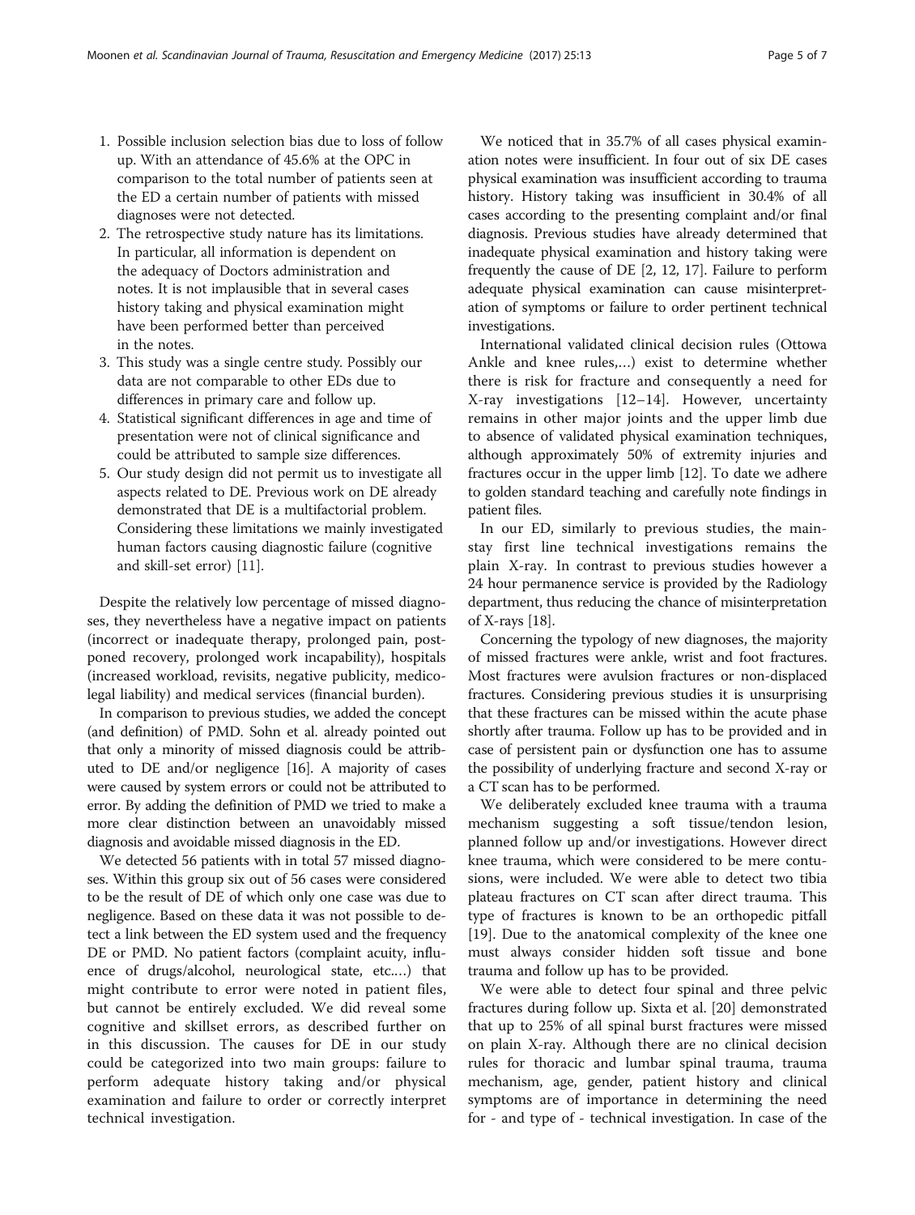1. Possible inclusion selection bias due to loss of follow up. With an attendance of 45.6% at the OPC in comparison to the total number of patients seen at the ED a certain number of patients with missed diagnoses were not detected.
2. The retrospective study nature has its limitations. In particular, all information is dependent on the adequacy of Doctors administration and notes. It is not implausible that in several cases history taking and physical examination might have been performed better than perceived in the notes.
3. This study was a single centre study. Possibly our data are not comparable to other EDs due to differences in primary care and follow up.
4. Statistical significant differences in age and time of presentation were not of clinical significance and could be attributed to sample size differences.
5. Our study design did not permit us to investigate all aspects related to DE. Previous work on DE already demonstrated that DE is a multifactorial problem. Considering these limitations we mainly investigated human factors causing diagnostic failure (cognitive and skill-set error) [11].

Despite the relatively low percentage of missed diagnoses, they nevertheless have a negative impact on patients (incorrect or inadequate therapy, prolonged pain, postponed recovery, prolonged work incapability), hospitals (increased workload, revisits, negative publicity, medicolegal liability) and medical services (financial burden).

In comparison to previous studies, we added the concept (and definition) of PMD. Sohn et al. already pointed out that only a minority of missed diagnosis could be attributed to DE and/or negligence [16]. A majority of cases were caused by system errors or could not be attributed to error. By adding the definition of PMD we tried to make a more clear distinction between an unavoidably missed diagnosis and avoidable missed diagnosis in the ED.

We detected 56 patients with in total 57 missed diagnoses. Within this group six out of 56 cases were considered to be the result of DE of which only one case was due to negligence. Based on these data it was not possible to detect a link between the ED system used and the frequency DE or PMD. No patient factors (complaint acuity, influence of drugs/alcohol, neurological state, etc.…) that might contribute to error were noted in patient files, but cannot be entirely excluded. We did reveal some cognitive and skillset errors, as described further on in this discussion. The causes for DE in our study could be categorized into two main groups: failure to perform adequate history taking and/or physical examination and failure to order or correctly interpret technical investigation.

We noticed that in 35.7% of all cases physical examination notes were insufficient. In four out of six DE cases physical examination was insufficient according to trauma history. History taking was insufficient in 30.4% of all cases according to the presenting complaint and/or final diagnosis. Previous studies have already determined that inadequate physical examination and history taking were frequently the cause of DE [2, 12, 17]. Failure to perform adequate physical examination can cause misinterpretation of symptoms or failure to order pertinent technical investigations.

International validated clinical decision rules (Ottowa Ankle and knee rules,…) exist to determine whether there is risk for fracture and consequently a need for X-ray investigations [12–14]. However, uncertainty remains in other major joints and the upper limb due to absence of validated physical examination techniques, although approximately 50% of extremity injuries and fractures occur in the upper limb [12]. To date we adhere to golden standard teaching and carefully note findings in patient files.

In our ED, similarly to previous studies, the mainstay first line technical investigations remains the plain X-ray. In contrast to previous studies however a 24 hour permanence service is provided by the Radiology department, thus reducing the chance of misinterpretation of X-rays [18].

Concerning the typology of new diagnoses, the majority of missed fractures were ankle, wrist and foot fractures. Most fractures were avulsion fractures or non-displaced fractures. Considering previous studies it is unsurprising that these fractures can be missed within the acute phase shortly after trauma. Follow up has to be provided and in case of persistent pain or dysfunction one has to assume the possibility of underlying fracture and second X-ray or a CT scan has to be performed.

We deliberately excluded knee trauma with a trauma mechanism suggesting a soft tissue/tendon lesion, planned follow up and/or investigations. However direct knee trauma, which were considered to be mere contusions, were included. We were able to detect two tibia plateau fractures on CT scan after direct trauma. This type of fractures is known to be an orthopedic pitfall [19]. Due to the anatomical complexity of the knee one must always consider hidden soft tissue and bone trauma and follow up has to be provided.

We were able to detect four spinal and three pelvic fractures during follow up. Sixta et al. [20] demonstrated that up to 25% of all spinal burst fractures were missed on plain X-ray. Although there are no clinical decision rules for thoracic and lumbar spinal trauma, trauma mechanism, age, gender, patient history and clinical symptoms are of importance in determining the need for - and type of - technical investigation. In case of the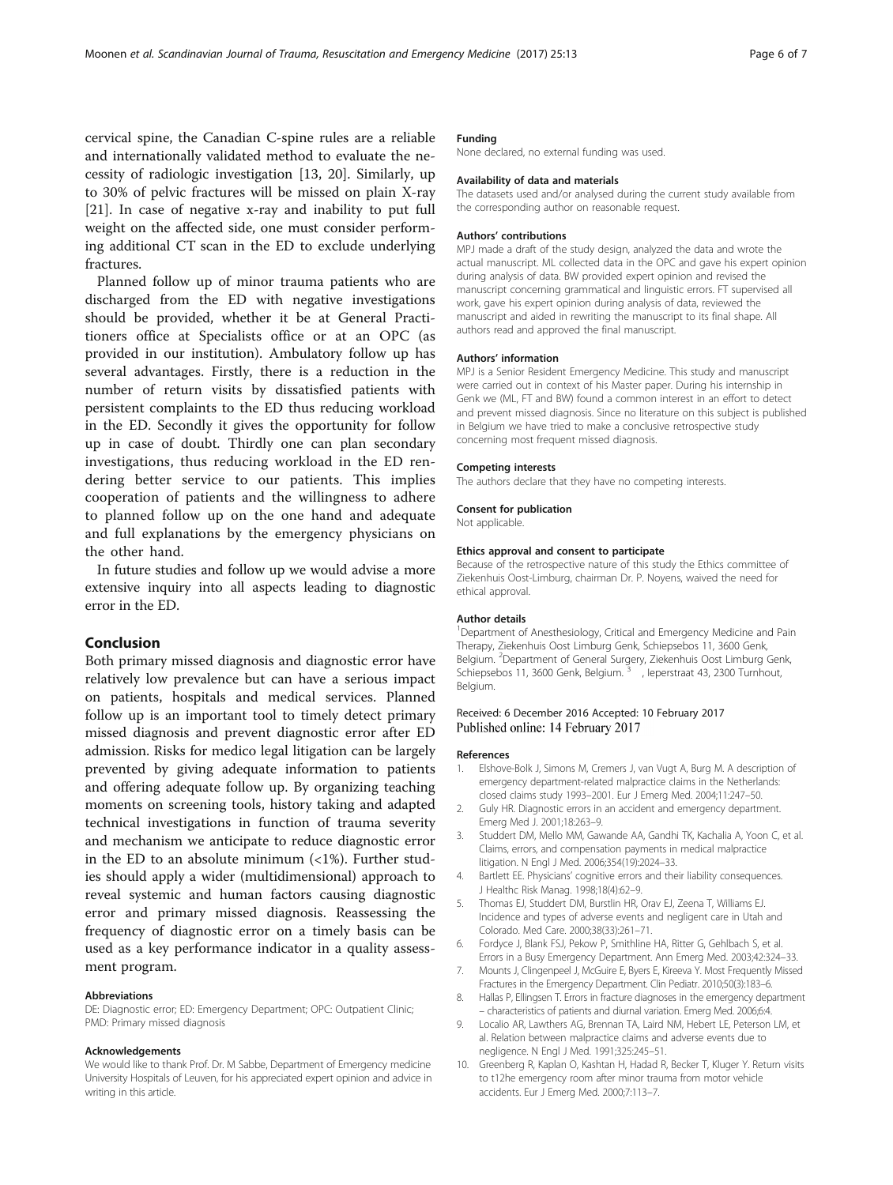cervical spine, the Canadian C-spine rules are a reliable and internationally validated method to evaluate the necessity of radiologic investigation [13, 20]. Similarly, up to 30% of pelvic fractures will be missed on plain X-ray [21]. In case of negative x-ray and inability to put full weight on the affected side, one must consider performing additional CT scan in the ED to exclude underlying fractures.

Planned follow up of minor trauma patients who are discharged from the ED with negative investigations should be provided, whether it be at General Practitioners office at Specialists office or at an OPC (as provided in our institution). Ambulatory follow up has several advantages. Firstly, there is a reduction in the number of return visits by dissatisfied patients with persistent complaints to the ED thus reducing workload in the ED. Secondly it gives the opportunity for follow up in case of doubt. Thirdly one can plan secondary investigations, thus reducing workload in the ED rendering better service to our patients. This implies cooperation of patients and the willingness to adhere to planned follow up on the one hand and adequate and full explanations by the emergency physicians on the other hand.

In future studies and follow up we would advise a more extensive inquiry into all aspects leading to diagnostic error in the ED.

## Conclusion

Both primary missed diagnosis and diagnostic error have relatively low prevalence but can have a serious impact on patients, hospitals and medical services. Planned follow up is an important tool to timely detect primary missed diagnosis and prevent diagnostic error after ED admission. Risks for medico legal litigation can be largely prevented by giving adequate information to patients and offering adequate follow up. By organizing teaching moments on screening tools, history taking and adapted technical investigations in function of trauma severity and mechanism we anticipate to reduce diagnostic error in the ED to an absolute minimum (<1%). Further studies should apply a wider (multidimensional) approach to reveal systemic and human factors causing diagnostic error and primary missed diagnosis. Reassessing the frequency of diagnostic error on a timely basis can be used as a key performance indicator in a quality assessment program.

#### Abbreviations

DE: Diagnostic error; ED: Emergency Department; OPC: Outpatient Clinic; PMD: Primary missed diagnosis

#### Acknowledgements

We would like to thank Prof. Dr. M Sabbe, Department of Emergency medicine University Hospitals of Leuven, for his appreciated expert opinion and advice in writing in this article.

#### Funding

None declared, no external funding was used.

#### Availability of data and materials

The datasets used and/or analysed during the current study available from the corresponding author on reasonable request.

#### Authors' contributions

MPJ made a draft of the study design, analyzed the data and wrote the actual manuscript. ML collected data in the OPC and gave his expert opinion during analysis of data. BW provided expert opinion and revised the manuscript concerning grammatical and linguistic errors. FT supervised all work, gave his expert opinion during analysis of data, reviewed the manuscript and aided in rewriting the manuscript to its final shape. All authors read and approved the final manuscript.

#### Authors' information

MPJ is a Senior Resident Emergency Medicine. This study and manuscript were carried out in context of his Master paper. During his internship in Genk we (ML, FT and BW) found a common interest in an effort to detect and prevent missed diagnosis. Since no literature on this subject is published in Belgium we have tried to make a conclusive retrospective study concerning most frequent missed diagnosis.

#### Competing interests

The authors declare that they have no competing interests.

#### Consent for publication

Not applicable.

#### Ethics approval and consent to participate

Because of the retrospective nature of this study the Ethics committee of Ziekenhuis Oost-Limburg, chairman Dr. P. Noyens, waived the need for ethical approval.

#### Author details

[1]Department of Anesthesiology, Critical and Emergency Medicine and Pain Therapy, Ziekenhuis Oost Limburg Genk, Schiepsebos 11, 3600 Genk, Belgium. [2]Department of General Surgery, Ziekenhuis Oost Limburg Genk, Schiepsebos 11, 3600 Genk, Belgium. [3] , Ieperstraat 43, 2300 Turnhout, Belgium.

Received: 6 December 2016 Accepted: 10 February 2017
Published online: 14 February 2017

#### References

1. Elshove-Bolk J, Simons M, Cremers J, van Vugt A, Burg M. A description of emergency department-related malpractice claims in the Netherlands: closed claims study 1993–2001. Eur J Emerg Med. 2004;11:247–50.
2. Guly HR. Diagnostic errors in an accident and emergency department. Emerg Med J. 2001;18:263–9.
3. Studdert DM, Mello MM, Gawande AA, Gandhi TK, Kachalia A, Yoon C, et al. Claims, errors, and compensation payments in medical malpractice litigation. N Engl J Med. 2006;354(19):2024–33.
4. Bartlett EE. Physicians' cognitive errors and their liability consequences. J Healthc Risk Manag. 1998;18(4):62–9.
5. Thomas EJ, Studdert DM, Burstlin HR, Orav EJ, Zeena T, Williams EJ. Incidence and types of adverse events and negligent care in Utah and Colorado. Med Care. 2000;38(33):261–71.
6. Fordyce J, Blank FSJ, Pekow P, Smithline HA, Ritter G, Gehlbach S, et al. Errors in a Busy Emergency Department. Ann Emerg Med. 2003;42:324–33.
7. Mounts J, Clingenpeel J, McGuire E, Byers E, Kireeva Y. Most Frequently Missed Fractures in the Emergency Department. Clin Pediatr. 2010;50(3):183–6.
8. Hallas P, Ellingsen T. Errors in fracture diagnoses in the emergency department – characteristics of patients and diurnal variation. Emerg Med. 2006;6:4.
9. Localio AR, Lawthers AG, Brennan TA, Laird NM, Hebert LE, Peterson LM, et al. Relation between malpractice claims and adverse events due to negligence. N Engl J Med. 1991;325:245–51.
10. Greenberg R, Kaplan O, Kashtan H, Hadad R, Becker T, Kluger Y. Return visits to t12he emergency room after minor trauma from motor vehicle accidents. Eur J Emerg Med. 2000;7:113–7.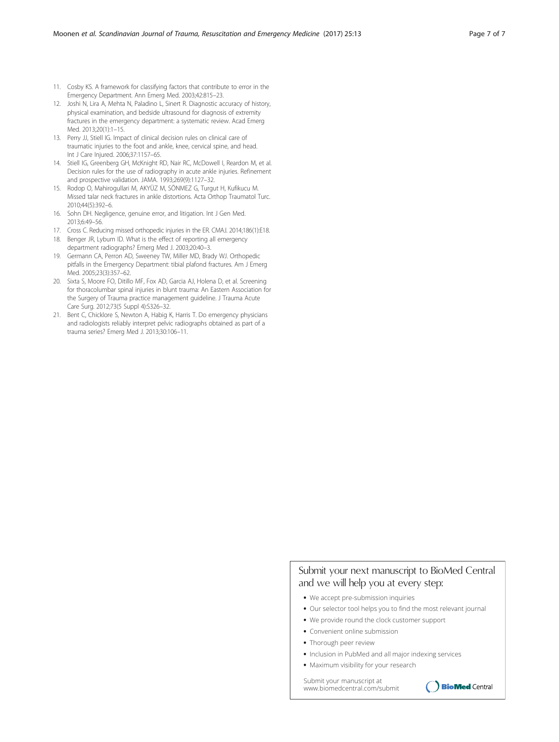11. Cosby KS. A framework for classifying factors that contribute to error in the Emergency Department. Ann Emerg Med. 2003;42:815–23.
12. Joshi N, Lira A, Mehta N, Paladino L, Sinert R. Diagnostic accuracy of history, physical examination, and bedside ultrasound for diagnosis of extremity fractures in the emergency department: a systematic review. Acad Emerg Med. 2013;20(1):1–15.
13. Perry JJ, Stiell IG. Impact of clinical decision rules on clinical care of traumatic injuries to the foot and ankle, knee, cervical spine, and head. Int J Care Injured. 2006;37:1157–65.
14. Stiell IG, Greenberg GH, McKnight RD, Nair RC, McDowell I, Reardon M, et al. Decision rules for the use of radiography in acute ankle injuries. Refinement and prospective validation. JAMA. 1993;269(9):1127–32.
15. Rodop O, Mahirogullari M, AKYÜZ M, SÖNMEZ G, Turgut H, Kufikucu M. Missed talar neck fractures in ankle distortions. Acta Orthop Traumatol Turc. 2010;44(5):392–6.
16. Sohn DH. Negligence, genuine error, and litigation. Int J Gen Med. 2013;6:49–56.
17. Cross C. Reducing missed orthopedic injuries in the ER. CMAJ. 2014;186(1):E18.
18. Benger JR, Lyburn ID. What is the effect of reporting all emergency department radiographs? Emerg Med J. 2003;20:40–3.
19. Germann CA, Perron AD, Sweeney TW, Miller MD, Brady WJ. Orthopedic pitfalls in the Emergency Department: tibial plafond fractures. Am J Emerg Med. 2005;23(3):357–62.
20. Sixta S, Moore FO, Ditillo MF, Fox AD, Garcia AJ, Holena D, et al. Screening for thoracolumbar spinal injuries in blunt trauma: An Eastern Association for the Surgery of Trauma practice management guideline. J Trauma Acute Care Surg. 2012;73(5 Suppl 4):S326–32.
21. Bent C, Chicklore S, Newton A, Habig K, Harris T. Do emergency physicians and radiologists reliably interpret pelvic radiographs obtained as part of a trauma series? Emerg Med J. 2013;30:106–11.

Submit your next manuscript to BioMed Central and we will help you at every step:

- We accept pre-submission inquiries
- Our selector tool helps you to find the most relevant journal
- We provide round the clock customer support
- Convenient online submission
- Thorough peer review
- Inclusion in PubMed and all major indexing services
- Maximum visibility for your research

Submit your manuscript at www.biomedcentral.com/submit

BioMed Central